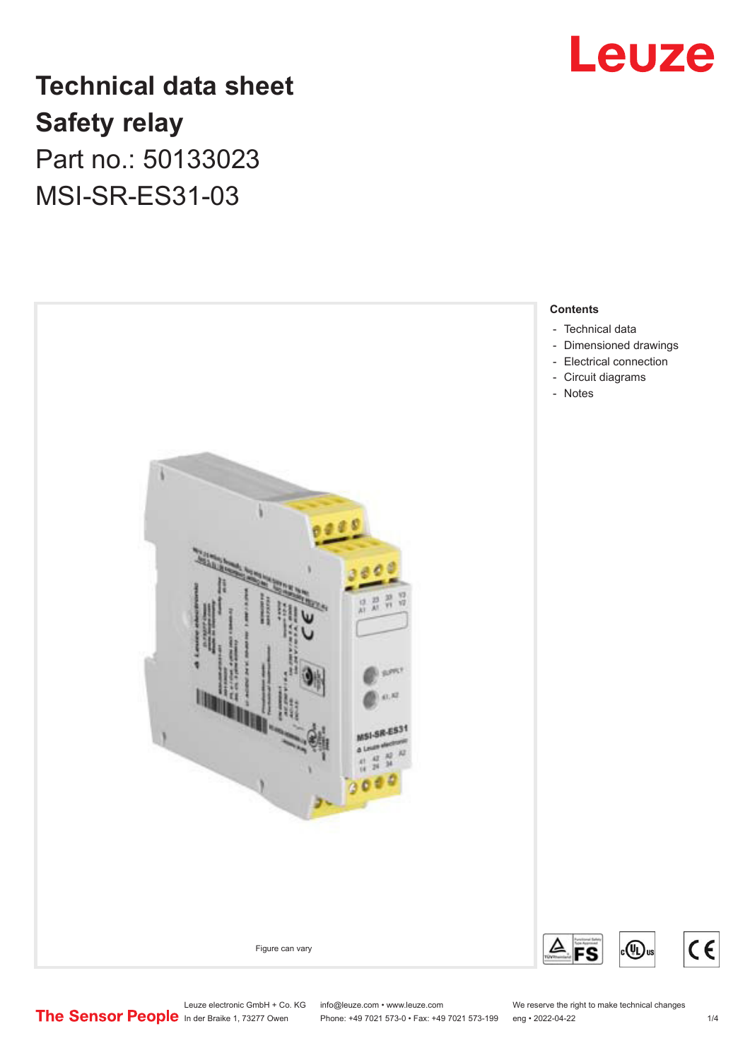# Technical data sheet
# Safety relay
## Part no.: 50133023
## MSI-SR-ES31-03

Figure can vary

**Contents**

- Technical data
- Dimensioned drawings
- Electrical connection
- Circuit diagrams
- Notes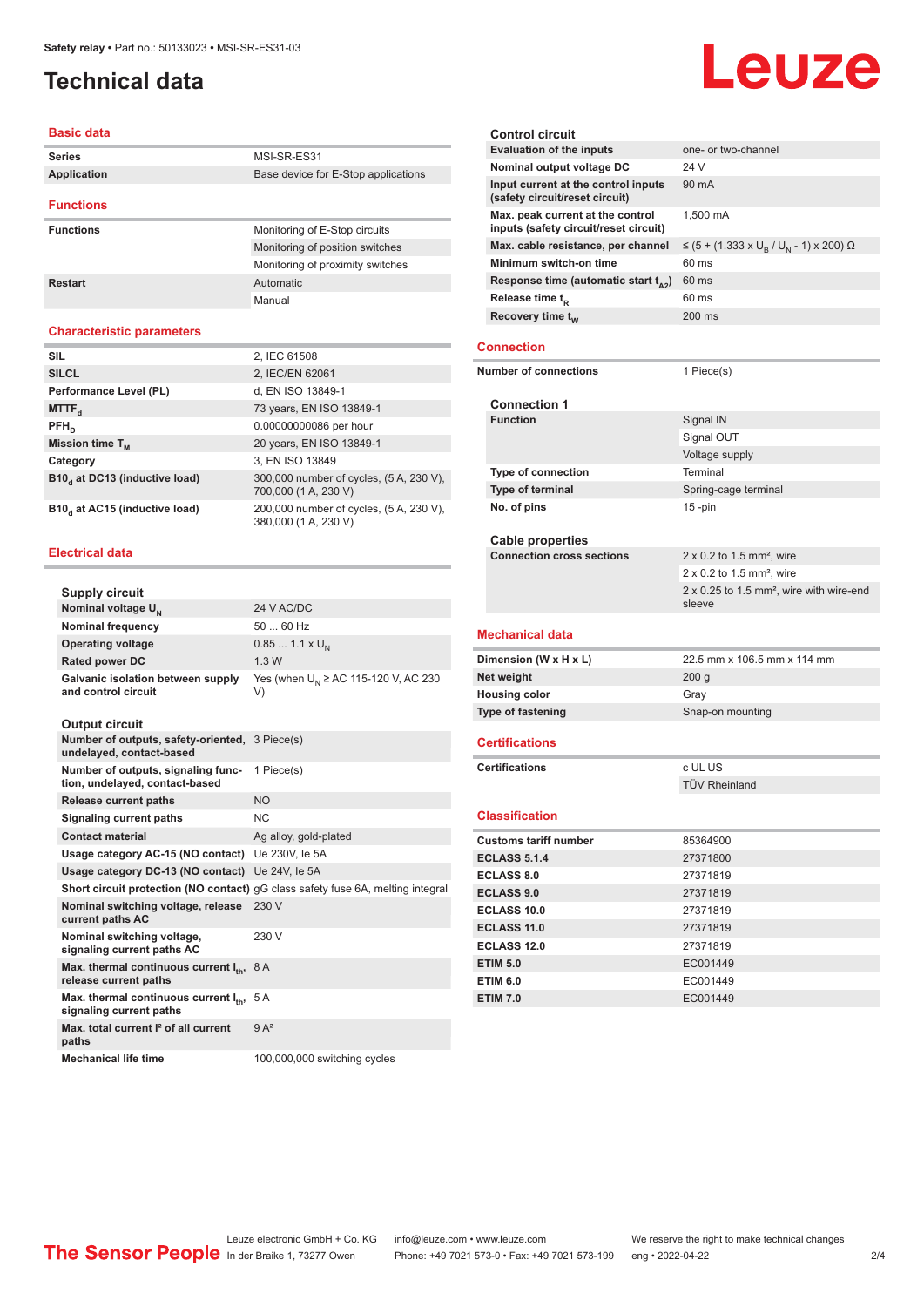Safety relay • Part no.: 50133023 • MSI-SR-ES31-03

# Technical data

## Basic data

| | |
|---|---|
| Series | MSI-SR-ES31 |
| Application | Base device for E-Stop applications |

## Functions

| | |
|---|---|
| Functions | Monitoring of E-Stop circuits |
| | Monitoring of position switches |
| | Monitoring of proximity switches |
| Restart | Automatic |
| | Manual |

## Characteristic parameters

| | |
|---|---|
| SIL | 2, IEC 61508 |
| SILCL | 2, IEC/EN 62061 |
| Performance Level (PL) | d, EN ISO 13849-1 |
| $MTTF_d$ | 73 years, EN ISO 13849-1 |
| $PFH_D$ | 0.00000000086 per hour |
| Mission time $T_M$ | 20 years, EN ISO 13849-1 |
| Category | 3, EN ISO 13849 |
| $B10_d$ at DC13 (inductive load) | 300,000 number of cycles, (5 A, 230 V), 700,000 (1 A, 230 V) |
| $B10_d$ at AC15 (inductive load) | 200,000 number of cycles, (5 A, 230 V), 380,000 (1 A, 230 V) |

## Electrical data

### Supply circuit

| | |
|---|---|
| Nominal voltage $U_N$ | 24 V AC/DC |
| Nominal frequency | 50 ... 60 Hz |
| Operating voltage | 0.85 ... 1.1 x $U_N$ |
| Rated power DC | 1.3 W |
| Galvanic isolation between supply and control circuit | Yes (when $U_N$ ≥ AC 115-120 V, AC 230 V) |

### Output circuit

| | |
|---|---|
| Number of outputs, safety-oriented, undelayed, contact-based | 3 Piece(s) |
| Number of outputs, signaling function, undelayed, contact-based | 1 Piece(s) |
| Release current paths | NO |
| Signaling current paths | NC |
| Contact material | Ag alloy, gold-plated |
| Usage category AC-15 (NO contact) | Ue 230V, Ie 5A |
| Usage category DC-13 (NO contact) | Ue 24V, Ie 5A |
| Short circuit protection (NO contact) | gG class safety fuse 6A, melting integral |
| Nominal switching voltage, release current paths AC | 230 V |
| Nominal switching voltage, signaling current paths AC | 230 V |
| Max. thermal continuous current $I_{th}$, release current paths | 8 A |
| Max. thermal continuous current $I_{th}$, signaling current paths | 5 A |
| Max. total current $I^2$ of all current paths | 9 A² |
| Mechanical life time | 100,000,000 switching cycles |

### Control circuit

| | |
|---|---|
| Evaluation of the inputs | one- or two-channel |
| Nominal output voltage DC | 24 V |
| Input current at the control inputs (safety circuit/reset circuit) | 90 mA |
| Max. peak current at the control inputs (safety circuit/reset circuit) | 1,500 mA |
| Max. cable resistance, per channel | ≤ (5 + (1.333 x $U_B$ / $U_N$ - 1) x 200) Ω |
| Minimum switch-on time | 60 ms |
| Response time (automatic start $t_{A2}$) | 60 ms |
| Release time $t_R$ | 60 ms |
| Recovery time $t_W$ | 200 ms |

## Connection

| | |
|---|---|
| Number of connections | 1 Piece(s) |

### Connection 1

| | |
|---|---|
| Function | Signal IN |
| | Signal OUT |
| | Voltage supply |
| Type of connection | Terminal |
| Type of terminal | Spring-cage terminal |
| No. of pins | 15 -pin |

### Cable properties

| | |
|---|---|
| Connection cross sections | 2 x 0.2 to 1.5 mm², wire |
| | 2 x 0.2 to 1.5 mm², wire |
| | 2 x 0.25 to 1.5 mm², wire with wire-end sleeve |

## Mechanical data

| | |
|---|---|
| Dimension (W x H x L) | 22.5 mm x 106.5 mm x 114 mm |
| Net weight | 200 g |
| Housing color | Gray |
| Type of fastening | Snap-on mounting |

## Certifications

| | |
|---|---|
| Certifications | c UL US |
| | TÜV Rheinland |

## Classification

| | |
|---|---|
| Customs tariff number | 85364900 |
| ECLASS 5.1.4 | 27371800 |
| ECLASS 8.0 | 27371819 |
| ECLASS 9.0 | 27371819 |
| ECLASS 10.0 | 27371819 |
| ECLASS 11.0 | 27371819 |
| ECLASS 12.0 | 27371819 |
| ETIM 5.0 | EC001449 |
| ETIM 6.0 | EC001449 |
| ETIM 7.0 | EC001449 |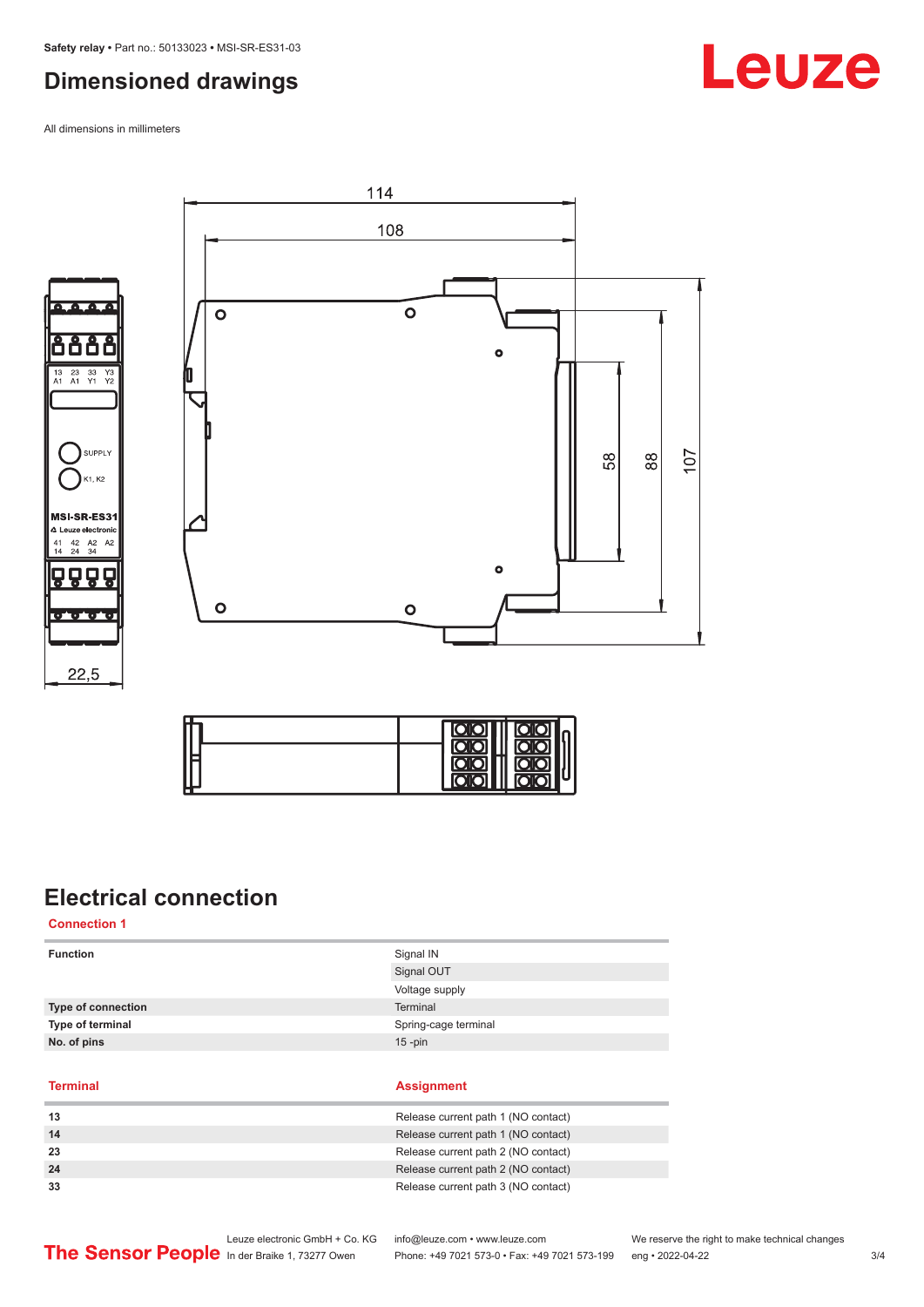## Dimensioned drawings

All dimensions in millimeters

114

108

58

88

107

22,5

13 23 33 Y3
A1 A1 Y1 Y2

SUPPLY

K1, K2

MSI-SR-ES31

Leuze electronic

41 42 A2 A2
14 24 34

## Electrical connection

### Connection 1

| | |
|---|---|
| **Function** | Signal IN |
| | Signal OUT |
| | Voltage supply |
| **Type of connection** | Terminal |
| **Type of terminal** | Spring-cage terminal |
| **No. of pins** | 15 -pin |

| Terminal | Assignment |
|---|---|
| **13** | Release current path 1 (NO contact) |
| **14** | Release current path 1 (NO contact) |
| **23** | Release current path 2 (NO contact) |
| **24** | Release current path 2 (NO contact) |
| **33** | Release current path 3 (NO contact) |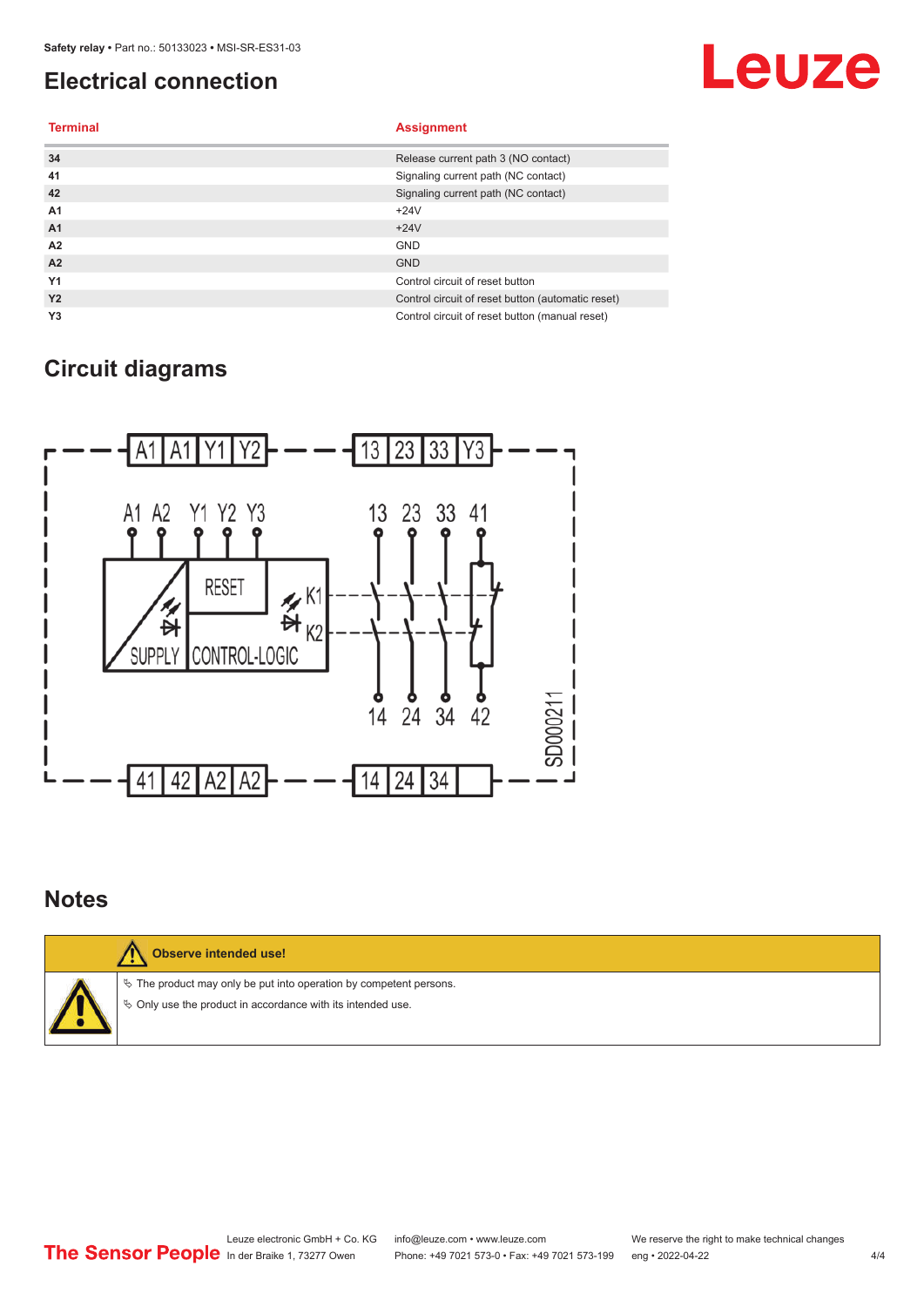## Electrical connection

| Terminal | Assignment |
|---|---|
| 34 | Release current path 3 (NO contact) |
| 41 | Signaling current path (NC contact) |
| 42 | Signaling current path (NC contact) |
| A1 | +24V |
| A1 | +24V |
| A2 | GND |
| A2 | GND |
| Y1 | Control circuit of reset button |
| Y2 | Control circuit of reset button (automatic reset) |
| Y3 | Control circuit of reset button (manual reset) |

## Circuit diagrams

A1 A1 Y1 Y2
13 23 33 Y3
A1 A2 Y1 Y2 Y3
13 23 33 41
RESET
SUPPLY
CONTROL-LOGIC
K1
K2
14 24 34 42
SD00211
41 42 A2 A2
14 24 34

## Notes

**Observe intended use!**

- The product may only be put into operation by competent persons.
- Only use the product in accordance with its intended use.